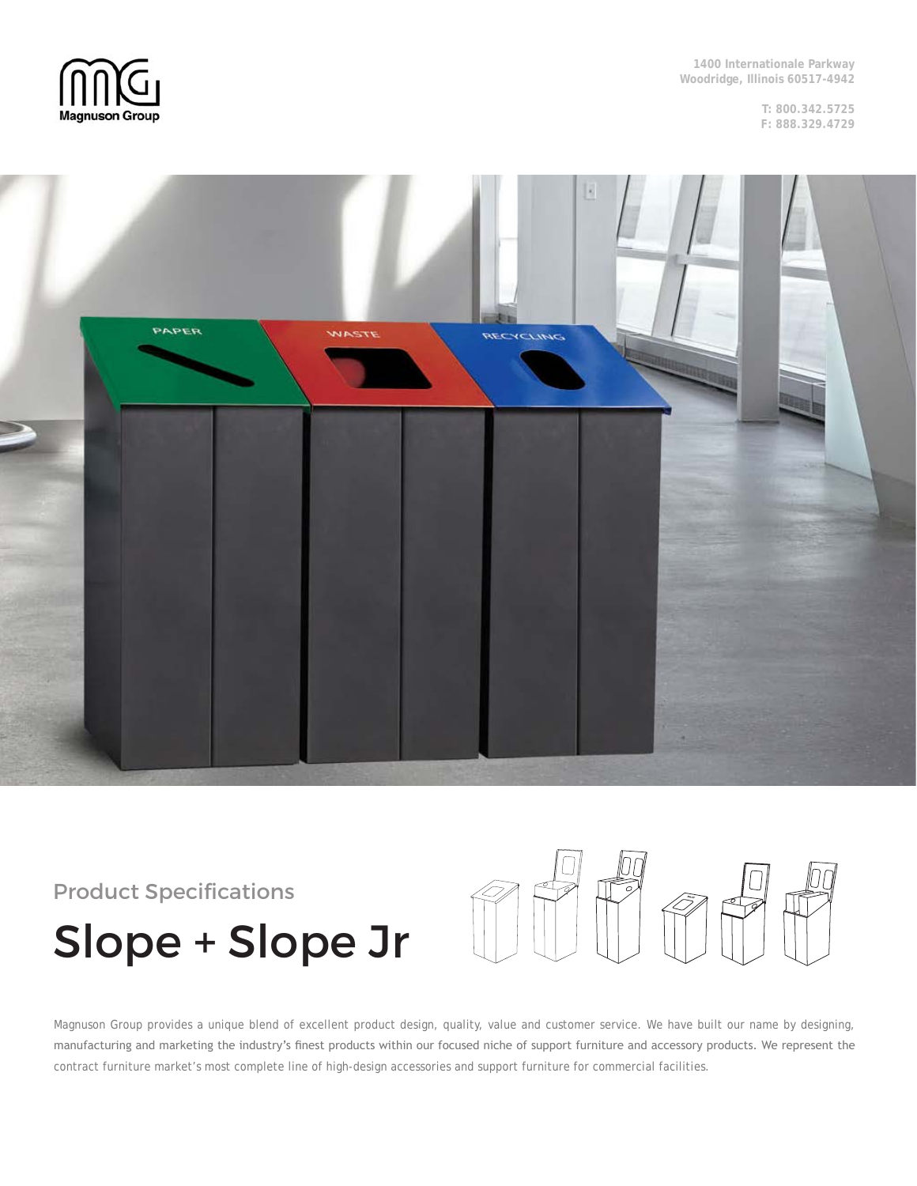Magnuson Group

1400 Internationale Parkway
Woodridge, Illinois 60517-4942

T: 800.342.5725
F: 888.329.4729

Product Specifications

# Slope + Slope Jr

Magnuson Group provides a unique blend of excellent product design, quality, value and customer service. We have built our name by designing, manufacturing and marketing the industry's finest products within our focused niche of support furniture and accessory products. We represent the contract furniture market's most complete line of high-design accessories and support furniture for commercial facilities.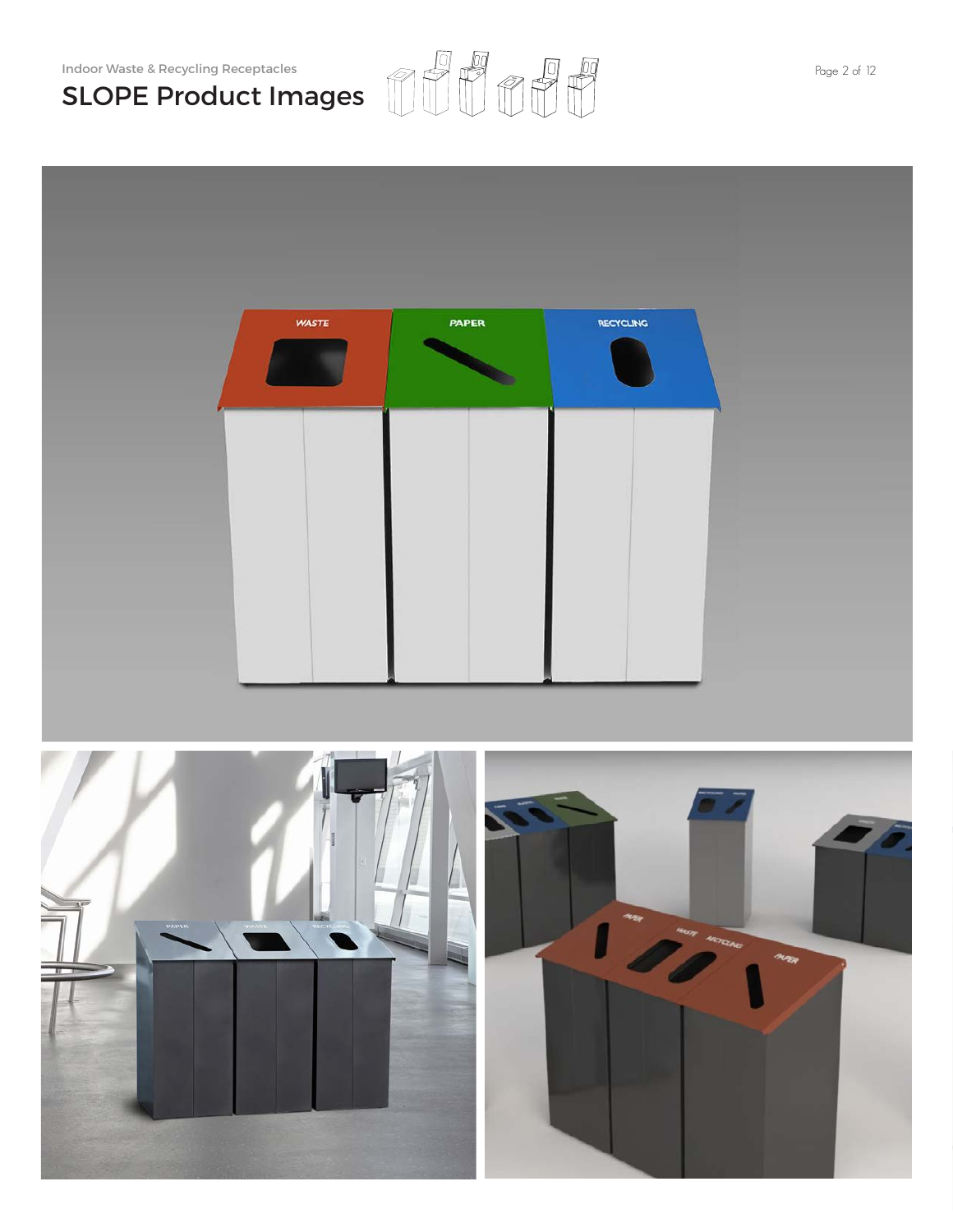Indoor Waste & Recycling Receptacles

# SLOPE Product Images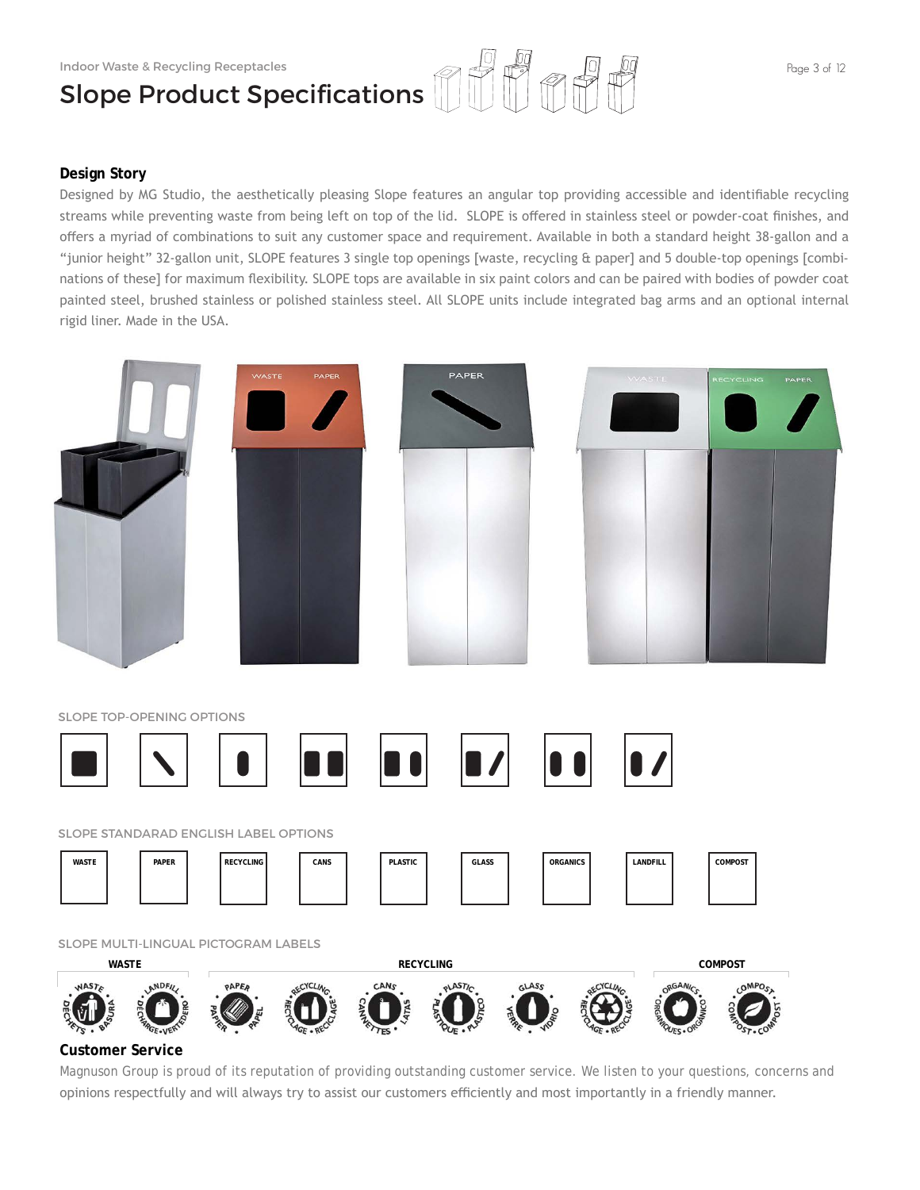# Slope Product Specifications

## Design Story

Designed by MG Studio, the aesthetically pleasing Slope features an angular top providing accessible and identifiable recycling streams while preventing waste from being left on top of the lid. SLOPE is offered in stainless steel or powder-coat finishes, and offers a myriad of combinations to suit any customer space and requirement. Available in both a standard height 38-gallon and a "junior height" 32-gallon unit, SLOPE features 3 single top openings [waste, recycling & paper] and 5 double-top openings [combinations of these] for maximum flexibility. SLOPE tops are available in six paint colors and can be paired with bodies of powder coat painted steel, brushed stainless or polished stainless steel. All SLOPE units include integrated bag arms and an optional internal rigid liner. Made in the USA.

SLOPE TOP-OPENING OPTIONS

SLOPE STANDARAD ENGLISH LABEL OPTIONS

WASTE | PAPER | RECYCLING | CANS | PLASTIC | GLASS | ORGANICS | LANDFILL | COMPOST

SLOPE MULTI-LINGUAL PICTOGRAM LABELS

**WASTE**

- WASTE • DÉCHETS • BASURA
- LANDFILL • DÉCHARGE • VERTEDERO

**RECYCLING**

- PAPER • PAPIER • PAPEL
- RECYCLING • RECYCLAGE • RECICLAGE
- CANS • CANNETTES • LATAS
- PLASTIC • PLASTIQUE • PLASTICO
- GLASS • VERRE • VIDRIO
- RECYCLING • RECYCLAGE • RECICLAGE

**COMPOST**

- ORGANICS • ORGANIQUES • ORGANICO
- COMPOST • COMPOST • COMPOST

## Customer Service

Magnuson Group is proud of its reputation of providing outstanding customer service. We listen to your questions, concerns and opinions respectfully and will always try to assist our customers efficiently and most importantly in a friendly manner.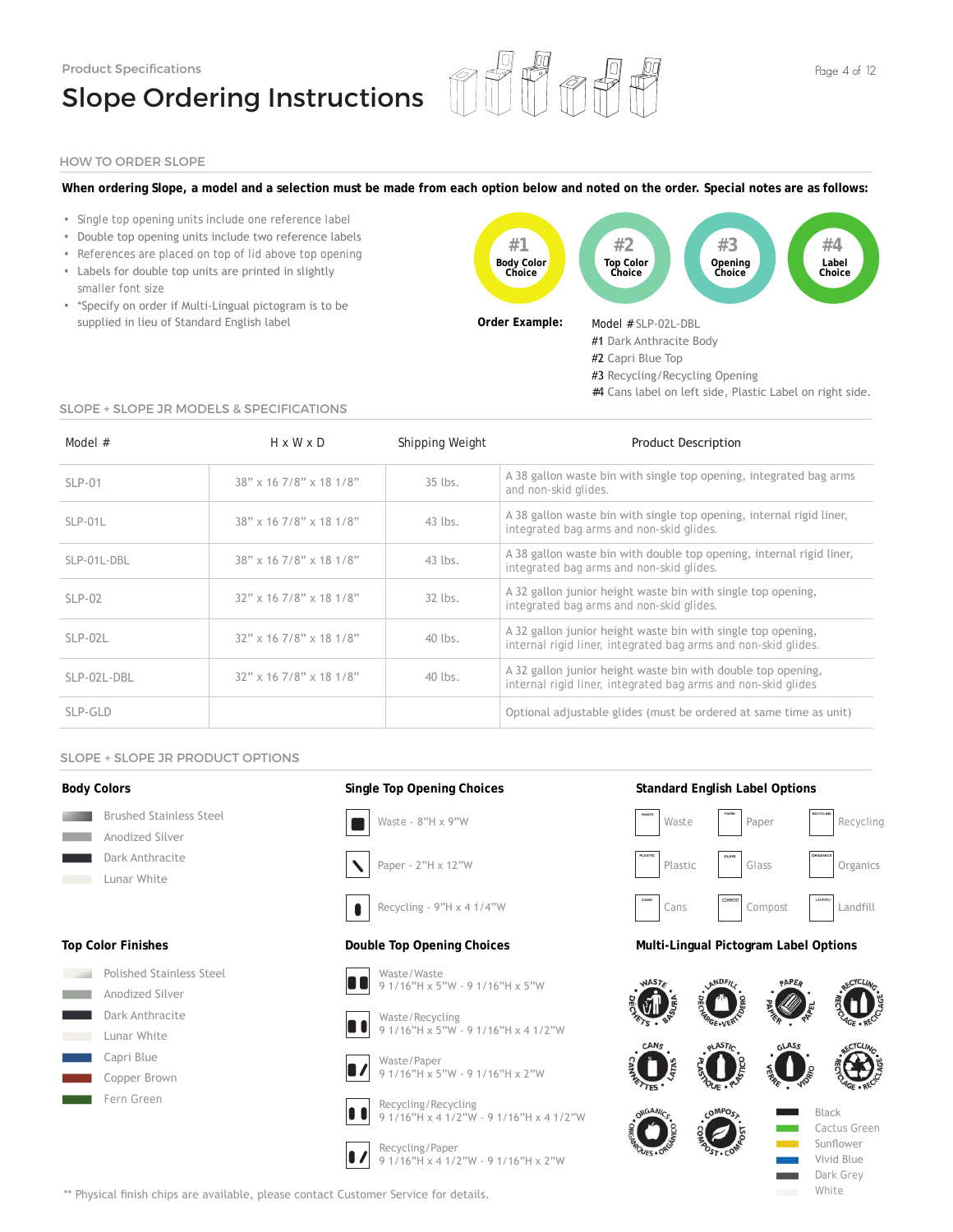Product Specifications

# Slope Ordering Instructions

## HOW TO ORDER SLOPE

**When ordering Slope, a model and a selection must be made from each option below and noted on the order. Special notes are as follows:**

- Single top opening units include one reference label
- Double top opening units include two reference labels
- References are placed on top of lid above top opening
- Labels for double top units are printed in slightly smaller font size
- *Specify on order if Multi-Lingual pictogram is to be supplied in lieu of Standard English label

**#1** Body Color Choice — **#2** Top Color Choice — **#3** Opening Choice — **#4** Label Choice

**Order Example:**

Model # SLP-02L-DBL
#1 Dark Anthracite Body
#2 Capri Blue Top
#3 Recycling/Recycling Opening
#4 Cans label on left side, Plastic Label on right side.

## SLOPE + SLOPE JR MODELS & SPECIFICATIONS

| Model # | H x W x D | Shipping Weight | Product Description |
|---|---|---|---|
| SLP-01 | 38” x 16 7/8” x 18 1/8” | 35 lbs. | A 38 gallon waste bin with single top opening, integrated bag arms and non-skid glides. |
| SLP-01L | 38” x 16 7/8” x 18 1/8” | 43 lbs. | A 38 gallon waste bin with single top opening, internal rigid liner, integrated bag arms and non-skid glides. |
| SLP-01L-DBL | 38” x 16 7/8” x 18 1/8” | 43 lbs. | A 38 gallon waste bin with double top opening, internal rigid liner, integrated bag arms and non-skid glides. |
| SLP-02 | 32” x 16 7/8” x 18 1/8” | 32 lbs. | A 32 gallon junior height waste bin with single top opening, integrated bag arms and non-skid glides. |
| SLP-02L | 32” x 16 7/8” x 18 1/8” | 40 lbs. | A 32 gallon junior height waste bin with single top opening, internal rigid liner, integrated bag arms and non-skid glides. |
| SLP-02L-DBL | 32” x 16 7/8” x 18 1/8” | 40 lbs. | A 32 gallon junior height waste bin with double top opening, internal rigid liner, integrated bag arms and non-skid glides |
| SLP-GLD | | | Optional adjustable glides (must be ordered at same time as unit) |

## SLOPE + SLOPE JR PRODUCT OPTIONS

### Body Colors

- Brushed Stainless Steel
- Anodized Silver
- Dark Anthracite
- Lunar White

### Top Color Finishes

- Polished Stainless Steel
- Anodized Silver
- Dark Anthracite
- Lunar White
- Capri Blue
- Copper Brown
- Fern Green

### Single Top Opening Choices

- Waste - 8”H x 9”W
- Paper - 2”H x 12”W
- Recycling - 9”H x 4 1/4”W

### Double Top Opening Choices

- Waste/Waste
  9 1/16”H x 5”W - 9 1/16”H x 5”W
- Waste/Recycling
  9 1/16”H x 5”W - 9 1/16”H x 4 1/2”W
- Waste/Paper
  9 1/16”H x 5”W - 9 1/16”H x 2”W
- Recycling/Recycling
  9 1/16”H x 4 1/2”W - 9 1/16”H x 4 1/2”W
- Recycling/Paper
  9 1/16”H x 4 1/2”W - 9 1/16”H x 2”W

### Standard English Label Options

- Waste
- Paper
- Recycling
- Plastic
- Glass
- Organics
- Cans
- Compost
- Landfill

### Multi-Lingual Pictogram Label Options

- Waste • Déchets • Basura
- Landfill • Décharge • Vertedero
- Paper • Papier • Papel
- Recycling • Recyclage • Reciclaje
- Cans • Canettes • Latas
- Plastic • Plastique • Plastico
- Glass • Verre • Vidrio
- Recycling • Recyclage • Reciclaje
- Organics • Organiques • Orgánico
- Compost • Compost • Compost

- Black
- Cactus Green
- Sunflower
- Vivid Blue
- Dark Grey
- White

** Physical finish chips are available, please contact Customer Service for details.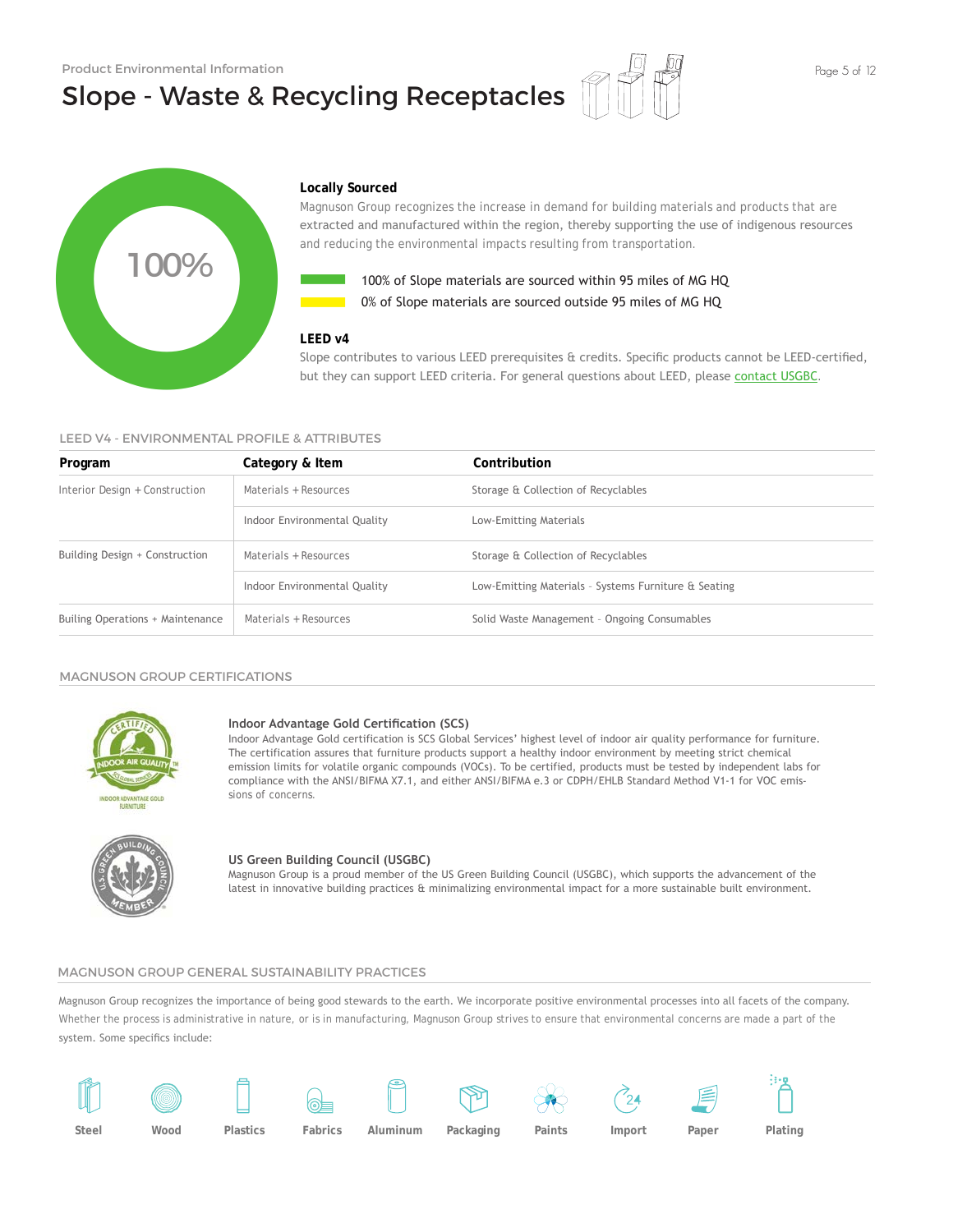Product Environmental Information

# Slope - Waste & Recycling Receptacles

100%

### Locally Sourced

Magnuson Group recognizes the increase in demand for building materials and products that are extracted and manufactured within the region, thereby supporting the use of indigenous resources and reducing the environmental impacts resulting from transportation.

- 100% of Slope materials are sourced within 95 miles of MG HQ
- 0% of Slope materials are sourced outside 95 miles of MG HQ

### LEED v4

Slope contributes to various LEED prerequisites & credits. Specific products cannot be LEED-certified, but they can support LEED criteria. For general questions about LEED, please contact USGBC.

## LEED V4 - ENVIRONMENTAL PROFILE & ATTRIBUTES

| Program | Category & Item | Contribution |
|---|---|---|
| Interior Design + Construction | Materials + Resources | Storage & Collection of Recyclables |
| | Indoor Environmental Quality | Low-Emitting Materials |
| Building Design + Construction | Materials + Resources | Storage & Collection of Recyclables |
| | Indoor Environmental Quality | Low-Emitting Materials - Systems Furniture & Seating |
| Builing Operations + Maintenance | Materials + Resources | Solid Waste Management - Ongoing Consumables |

## MAGNUSON GROUP CERTIFICATIONS

### Indoor Advantage Gold Certification (SCS)

Indoor Advantage Gold certification is SCS Global Services' highest level of indoor air quality performance for furniture. The certification assures that furniture products support a healthy indoor environment by meeting strict chemical emission limits for volatile organic compounds (VOCs). To be certified, products must be tested by independent labs for compliance with the ANSI/BIFMA X7.1, and either ANSI/BIFMA e.3 or CDPH/EHLB Standard Method V1-1 for VOC emissions of concerns.

### US Green Building Council (USGBC)

Magnuson Group is a proud member of the US Green Building Council (USGBC), which supports the advancement of the latest in innovative building practices & minimalizing environmental impact for a more sustainable built environment.

## MAGNUSON GROUP GENERAL SUSTAINABILITY PRACTICES

Magnuson Group recognizes the importance of being good stewards to the earth. We incorporate positive environmental processes into all facets of the company. Whether the process is administrative in nature, or is in manufacturing, Magnuson Group strives to ensure that environmental concerns are made a part of the system. Some specifics include:

Steel | Wood | Plastics | Fabrics | Aluminum | Packaging | Paints | Import | Paper | Plating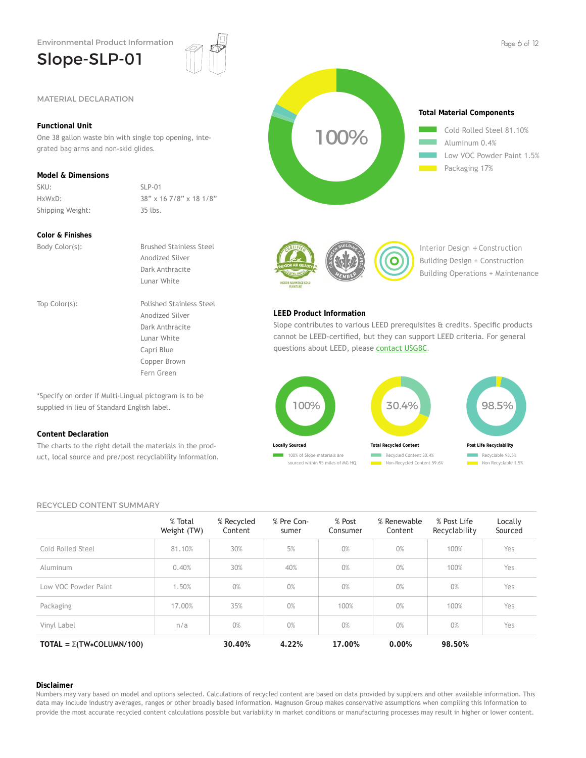Environmental Product Information

# Slope-SLP-01

## MATERIAL DECLARATION

### Functional Unit

One 38 gallon waste bin with single top opening, integrated bag arms and non-skid glides.

### Model & Dimensions

| | |
|---|---|
| SKU: | SLP-01 |
| HxWxD: | 38" x 16 7/8" x 18 1/8" |
| Shipping Weight: | 35 lbs. |

### Color & Finishes

| | |
|---|---|
| Body Color(s): | Brushed Stainless Steel<br>Anodized Silver<br>Dark Anthracite<br>Lunar White |
| Top Color(s): | Polished Stainless Steel<br>Anodized Silver<br>Dark Anthracite<br>Lunar White<br>Capri Blue<br>Copper Brown<br>Fern Green |

*Specify on order if Multi-Lingual pictogram is to be supplied in lieu of Standard English label.

### Content Declaration

The charts to the right detail the materials in the product, local source and pre/post recyclability information.

100%

**Total Material Components**

- Cold Rolled Steel 81.10%
- Aluminum 0.4%
- Low VOC Powder Paint 1.5%
- Packaging 17%

INDOOR AIR QUALITY CERTIFIED — INDOOR ADVANTAGE GOLD FURNITURE

U.S. GREEN BUILDING COUNCIL MEMBER

Interior Design + Construction
Building Design + Construction
Building Operations + Maintenance

### LEED Product Information

Slope contributes to various LEED prerequisites & credits. Specific products cannot be LEED-certified, but they can support LEED criteria. For general questions about LEED, please contact USGBC.

**Locally Sourced** — 100%
- 100% of Slope materials are sourced within 95 miles of MG HQ

**Total Recycled Content** — 30.4%
- Recycled Content 30.4%
- Non-Recycled Content 59.6%

**Post Life Recyclability** — 98.5%
- Recyclable 98.5%
- Non Recyclable 1.5%

## RECYCLED CONTENT SUMMARY

| | % Total Weight (TW) | % Recycled Content | % Pre Consumer | % Post Consumer | % Renewable Content | % Post Life Recyclability | Locally Sourced |
|---|---|---|---|---|---|---|---|
| Cold Rolled Steel | 81.10% | 30% | 5% | 0% | 0% | 100% | Yes |
| Aluminum | 0.40% | 30% | 40% | 0% | 0% | 100% | Yes |
| Low VOC Powder Paint | 1.50% | 0% | 0% | 0% | 0% | 0% | Yes |
| Packaging | 17.00% | 35% | 0% | 100% | 0% | 100% | Yes |
| Vinyl Label | n/a | 0% | 0% | 0% | 0% | 0% | Yes |
| **TOTAL = Σ(TW*COLUMN/100)** | | **30.40%** | **4.22%** | **17.00%** | **0.00%** | **98.50%** | |

### Disclaimer

Numbers may vary based on model and options selected. Calculations of recycled content are based on data provided by suppliers and other available information. This data may include industry averages, ranges or other broadly based information. Magnuson Group makes conservative assumptions when compiling this information to provide the most accurate recycled content calculations possible but variability in market conditions or manufacturing processes may result in higher or lower content.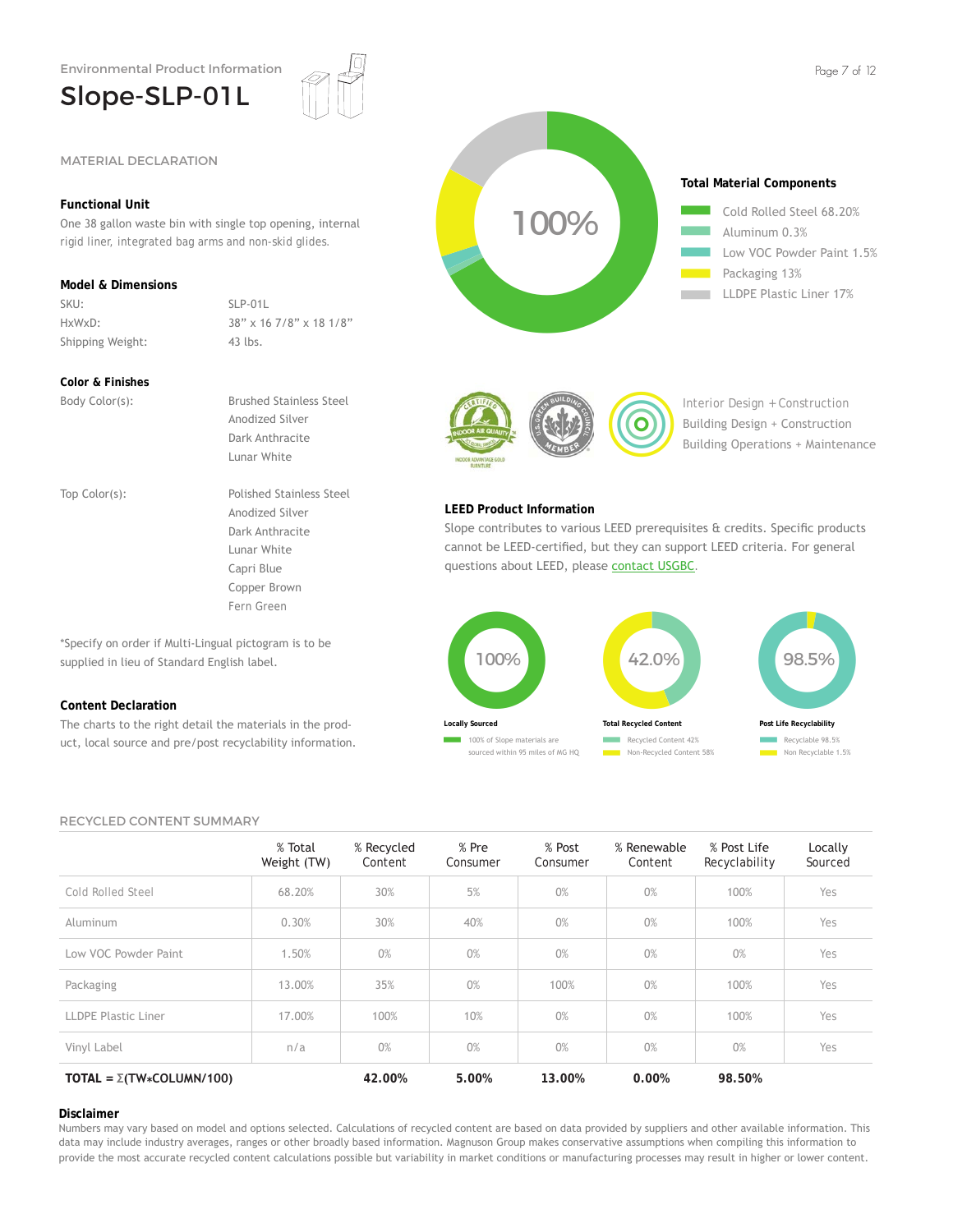Environmental Product Information

# Slope-SLP-01L

## MATERIAL DECLARATION

### Functional Unit

One 38 gallon waste bin with single top opening, internal rigid liner, integrated bag arms and non-skid glides.

### Model & Dimensions

| | |
|---|---|
| SKU: | SLP-01L |
| HxWxD: | 38" x 16 7/8" x 18 1/8" |
| Shipping Weight: | 43 lbs. |

### Color & Finishes

| | |
|---|---|
| Body Color(s): | Brushed Stainless Steel<br>Anodized Silver<br>Dark Anthracite<br>Lunar White |
| Top Color(s): | Polished Stainless Steel<br>Anodized Silver<br>Dark Anthracite<br>Lunar White<br>Capri Blue<br>Copper Brown<br>Fern Green |

*Specify on order if Multi-Lingual pictogram is to be supplied in lieu of Standard English label.

### Content Declaration

The charts to the right detail the materials in the product, local source and pre/post recyclability information.

100%

**Total Material Components**

- Cold Rolled Steel 68.20%
- Aluminum 0.3%
- Low VOC Powder Paint 1.5%
- Packaging 13%
- LLDPE Plastic Liner 17%

CERTIFIED INDOOR AIR QUALITY — INDOOR ADVANTAGE GOLD FURNITURE

U.S. GREEN BUILDING COUNCIL MEMBER

Interior Design + Construction
Building Design + Construction
Building Operations + Maintenance

### LEED Product Information

Slope contributes to various LEED prerequisites & credits. Specific products cannot be LEED-certified, but they can support LEED criteria. For general questions about LEED, please contact USGBC.

**Locally Sourced** — 100%
- 100% of Slope materials are sourced within 95 miles of MG HQ

**Total Recycled Content** — 42.0%
- Recycled Content 42%
- Non-Recycled Content 58%

**Post Life Recyclability** — 98.5%
- Recyclable 98.5%
- Non Recyclable 1.5%

## RECYCLED CONTENT SUMMARY

| | % Total Weight (TW) | % Recycled Content | % Pre Consumer | % Post Consumer | % Renewable Content | % Post Life Recyclability | Locally Sourced |
|---|---|---|---|---|---|---|---|
| Cold Rolled Steel | 68.20% | 30% | 5% | 0% | 0% | 100% | Yes |
| Aluminum | 0.30% | 30% | 40% | 0% | 0% | 100% | Yes |
| Low VOC Powder Paint | 1.50% | 0% | 0% | 0% | 0% | 0% | Yes |
| Packaging | 13.00% | 35% | 0% | 100% | 0% | 100% | Yes |
| LLDPE Plastic Liner | 17.00% | 100% | 10% | 0% | 0% | 100% | Yes |
| Vinyl Label | n/a | 0% | 0% | 0% | 0% | 0% | Yes |
| **TOTAL = Σ(TW*COLUMN/100)** | | **42.00%** | **5.00%** | **13.00%** | **0.00%** | **98.50%** | |

### Disclaimer

Numbers may vary based on model and options selected. Calculations of recycled content are based on data provided by suppliers and other available information. This data may include industry averages, ranges or other broadly based information. Magnuson Group makes conservative assumptions when compiling this information to provide the most accurate recycled content calculations possible but variability in market conditions or manufacturing processes may result in higher or lower content.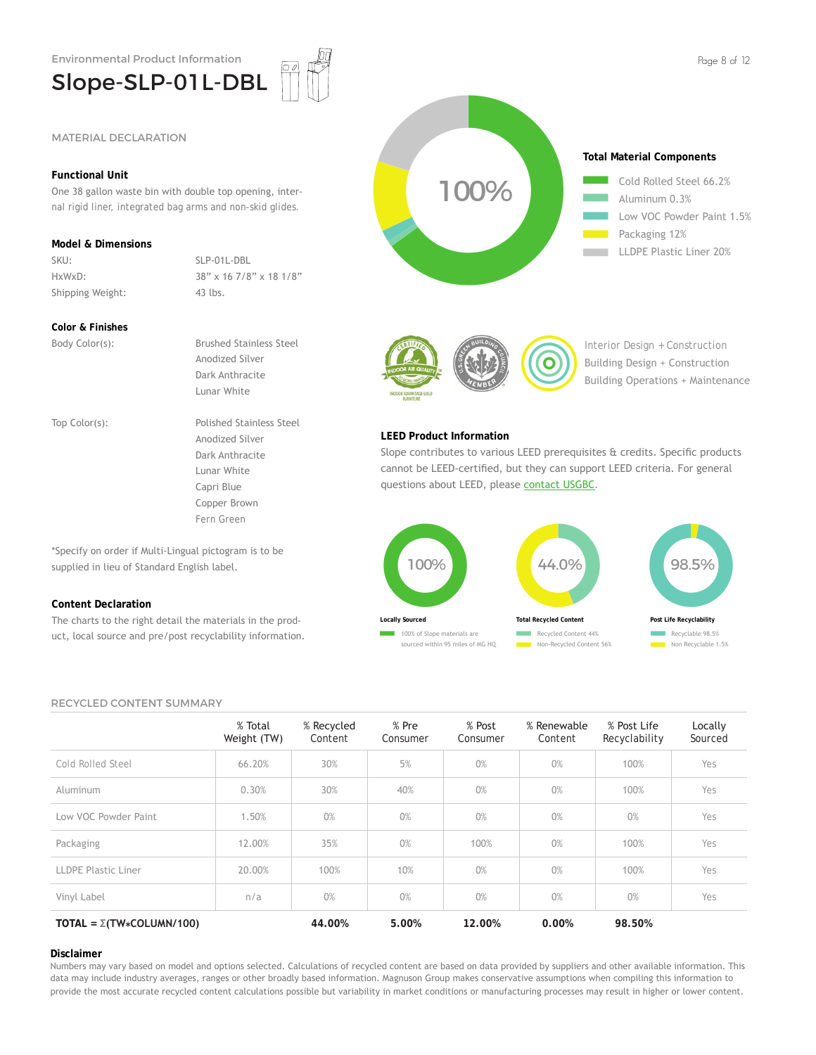Environmental Product Information

# Slope-SLP-01L-DBL

## MATERIAL DECLARATION

### Functional Unit

One 38 gallon waste bin with double top opening, internal rigid liner, integrated bag arms and non-skid glides.

### Model & Dimensions

| | |
|---|---|
| SKU: | SLP-01L-DBL |
| HxWxD: | 38” x 16 7/8” x 18 1/8” |
| Shipping Weight: | 43 lbs. |

### Color & Finishes

| | |
|---|---|
| Body Color(s): | Brushed Stainless Steel<br>Anodized Silver<br>Dark Anthracite<br>Lunar White |
| Top Color(s): | Polished Stainless Steel<br>Anodized Silver<br>Dark Anthracite<br>Lunar White<br>Capri Blue<br>Copper Brown<br>Fern Green |

*Specify on order if Multi-Lingual pictogram is to be supplied in lieu of Standard English label.

### Content Declaration

The charts to the right detail the materials in the product, local source and pre/post recyclability information.

100%

### Total Material Components

- Cold Rolled Steel 66.2%
- Aluminum 0.3%
- Low VOC Powder Paint 1.5%
- Packaging 12%
- LLDPE Plastic Liner 20%

CERTIFIED INDOOR AIR QUALITY — INDOOR ADVANTAGE GOLD FURNITURE

U.S. GREEN BUILDING COUNCIL MEMBER

Interior Design + Construction
Building Design + Construction
Building Operations + Maintenance

### LEED Product Information

Slope contributes to various LEED prerequisites & credits. Specific products cannot be LEED-certified, but they can support LEED criteria. For general questions about LEED, please contact USGBC.

**Locally Sourced** — 100%
- 100% of Slope materials are sourced within 95 miles of MG HQ

**Total Recycled Content** — 44.0%
- Recycled Content 44%
- Non-Recycled Content 56%

**Post Life Recyclability** — 98.5%
- Recyclable 98.5%
- Non Recyclable 1.5%

## RECYCLED CONTENT SUMMARY

| | % Total Weight (TW) | % Recycled Content | % Pre Consumer | % Post Consumer | % Renewable Content | % Post Life Recyclability | Locally Sourced |
|---|---|---|---|---|---|---|---|
| Cold Rolled Steel | 66.20% | 30% | 5% | 0% | 0% | 100% | Yes |
| Aluminum | 0.30% | 30% | 40% | 0% | 0% | 100% | Yes |
| Low VOC Powder Paint | 1.50% | 0% | 0% | 0% | 0% | 0% | Yes |
| Packaging | 12.00% | 35% | 0% | 100% | 0% | 100% | Yes |
| LLDPE Plastic Liner | 20.00% | 100% | 10% | 0% | 0% | 100% | Yes |
| Vinyl Label | n/a | 0% | 0% | 0% | 0% | 0% | Yes |
| **TOTAL = Σ(TW*COLUMN/100)** | | **44.00%** | **5.00%** | **12.00%** | **0.00%** | **98.50%** | |

### Disclaimer

Numbers may vary based on model and options selected. Calculations of recycled content are based on data provided by suppliers and other available information. This data may include industry averages, ranges or other broadly based information. Magnuson Group makes conservative assumptions when compiling this information to provide the most accurate recycled content calculations possible but variability in market conditions or manufacturing processes may result in higher or lower content.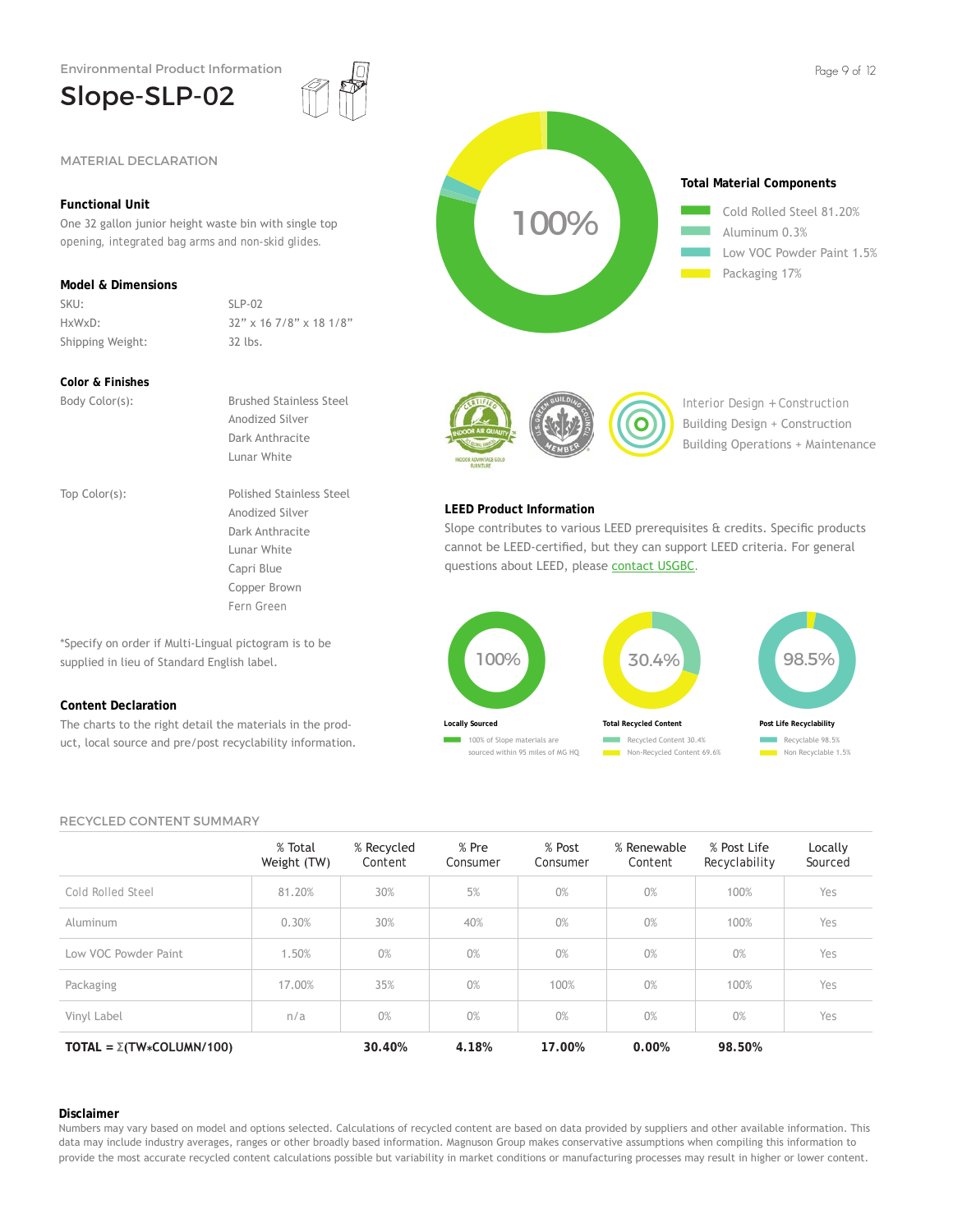Environmental Product Information

# Slope-SLP-02

## MATERIAL DECLARATION

### Functional Unit

One 32 gallon junior height waste bin with single top opening, integrated bag arms and non-skid glides.

### Model & Dimensions

| | |
|---|---|
| SKU: | SLP-02 |
| HxWxD: | 32” x 16 7/8” x 18 1/8” |
| Shipping Weight: | 32 lbs. |

### Color & Finishes

| | |
|---|---|
| Body Color(s): | Brushed Stainless Steel<br>Anodized Silver<br>Dark Anthracite<br>Lunar White |
| Top Color(s): | Polished Stainless Steel<br>Anodized Silver<br>Dark Anthracite<br>Lunar White<br>Capri Blue<br>Copper Brown<br>Fern Green |

*Specify on order if Multi-Lingual pictogram is to be supplied in lieu of Standard English label.

### Content Declaration

The charts to the right detail the materials in the product, local source and pre/post recyclability information.

100%

**Total Material Components**

- Cold Rolled Steel 81.20%
- Aluminum 0.3%
- Low VOC Powder Paint 1.5%
- Packaging 17%

Interior Design + Construction
Building Design + Construction
Building Operations + Maintenance

### LEED Product Information

Slope contributes to various LEED prerequisites & credits. Specific products cannot be LEED-certified, but they can support LEED criteria. For general questions about LEED, please contact USGBC.

**Locally Sourced** — 100%
- 100% of Slope materials are sourced within 95 miles of MG HQ

**Total Recycled Content** — 30.4%
- Recycled Content 30.4%
- Non-Recycled Content 69.6%

**Post Life Recyclability** — 98.5%
- Recyclable 98.5%
- Non Recyclable 1.5%

## RECYCLED CONTENT SUMMARY

| | % Total Weight (TW) | % Recycled Content | % Pre Consumer | % Post Consumer | % Renewable Content | % Post Life Recyclability | Locally Sourced |
|---|---|---|---|---|---|---|---|
| Cold Rolled Steel | 81.20% | 30% | 5% | 0% | 0% | 100% | Yes |
| Aluminum | 0.30% | 30% | 40% | 0% | 0% | 100% | Yes |
| Low VOC Powder Paint | 1.50% | 0% | 0% | 0% | 0% | 0% | Yes |
| Packaging | 17.00% | 35% | 0% | 100% | 0% | 100% | Yes |
| Vinyl Label | n/a | 0% | 0% | 0% | 0% | 0% | Yes |
| **TOTAL = Σ(TW*COLUMN/100)** | | **30.40%** | **4.18%** | **17.00%** | **0.00%** | **98.50%** | |

### Disclaimer

Numbers may vary based on model and options selected. Calculations of recycled content are based on data provided by suppliers and other available information. This data may include industry averages, ranges or other broadly based information. Magnuson Group makes conservative assumptions when compiling this information to provide the most accurate recycled content calculations possible but variability in market conditions or manufacturing processes may result in higher or lower content.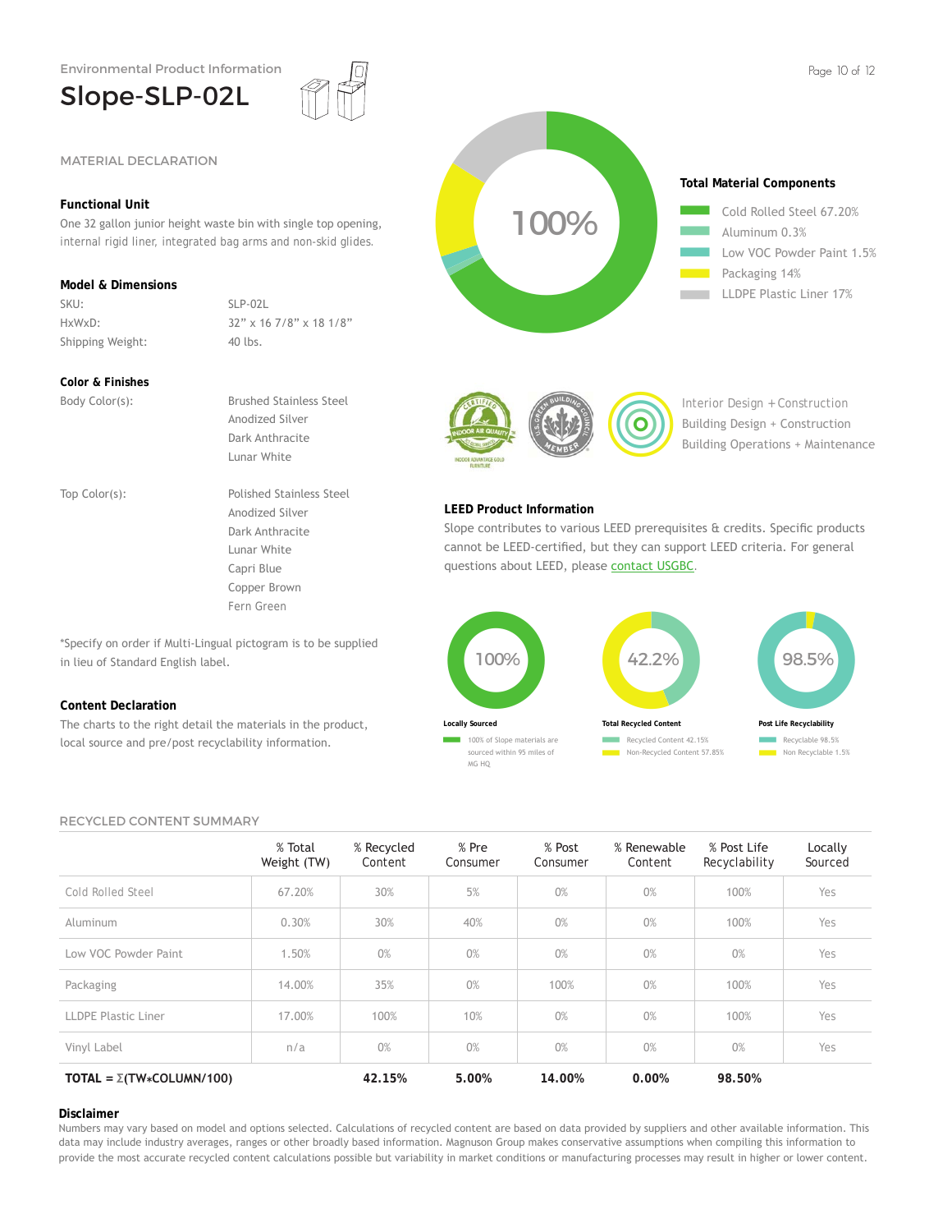Environmental Product Information

# Slope-SLP-02L

## MATERIAL DECLARATION

### Functional Unit

One 32 gallon junior height waste bin with single top opening, internal rigid liner, integrated bag arms and non-skid glides.

### Model & Dimensions

| | |
|---|---|
| SKU: | SLP-02L |
| HxWxD: | 32” x 16 7/8” x 18 1/8” |
| Shipping Weight: | 40 lbs. |

### Color & Finishes

| | |
|---|---|
| Body Color(s): | Brushed Stainless Steel<br>Anodized Silver<br>Dark Anthracite<br>Lunar White |
| Top Color(s): | Polished Stainless Steel<br>Anodized Silver<br>Dark Anthracite<br>Lunar White<br>Capri Blue<br>Copper Brown<br>Fern Green |

*Specify on order if Multi-Lingual pictogram is to be supplied in lieu of Standard English label.

### Content Declaration

The charts to the right detail the materials in the product, local source and pre/post recyclability information.

100%

**Total Material Components**

- Cold Rolled Steel 67.20%
- Aluminum 0.3%
- Low VOC Powder Paint 1.5%
- Packaging 14%
- LLDPE Plastic Liner 17%

CERTIFIED INDOOR AIR QUALITY — INDOOR ADVANTAGE GOLD FURNITURE

U.S. GREEN BUILDING COUNCIL MEMBER

Interior Design + Construction
Building Design + Construction
Building Operations + Maintenance

### LEED Product Information

Slope contributes to various LEED prerequisites & credits. Specific products cannot be LEED-certified, but they can support LEED criteria. For general questions about LEED, please contact USGBC.

**Locally Sourced** — 100%
- 100% of Slope materials are sourced within 95 miles of MG HQ

**Total Recycled Content** — 42.2%
- Recycled Content 42.15%
- Non-Recycled Content 57.85%

**Post Life Recyclability** — 98.5%
- Recyclable 98.5%
- Non Recyclable 1.5%

## RECYCLED CONTENT SUMMARY

| | % Total Weight (TW) | % Recycled Content | % Pre Consumer | % Post Consumer | % Renewable Content | % Post Life Recyclability | Locally Sourced |
|---|---|---|---|---|---|---|---|
| Cold Rolled Steel | 67.20% | 30% | 5% | 0% | 0% | 100% | Yes |
| Aluminum | 0.30% | 30% | 40% | 0% | 0% | 100% | Yes |
| Low VOC Powder Paint | 1.50% | 0% | 0% | 0% | 0% | 0% | Yes |
| Packaging | 14.00% | 35% | 0% | 100% | 0% | 100% | Yes |
| LLDPE Plastic Liner | 17.00% | 100% | 10% | 0% | 0% | 100% | Yes |
| Vinyl Label | n/a | 0% | 0% | 0% | 0% | 0% | Yes |
| **TOTAL = Σ(TW*COLUMN/100)** | | **42.15%** | **5.00%** | **14.00%** | **0.00%** | **98.50%** | |

### Disclaimer

Numbers may vary based on model and options selected. Calculations of recycled content are based on data provided by suppliers and other available information. This data may include industry averages, ranges or other broadly based information. Magnuson Group makes conservative assumptions when compiling this information to provide the most accurate recycled content calculations possible but variability in market conditions or manufacturing processes may result in higher or lower content.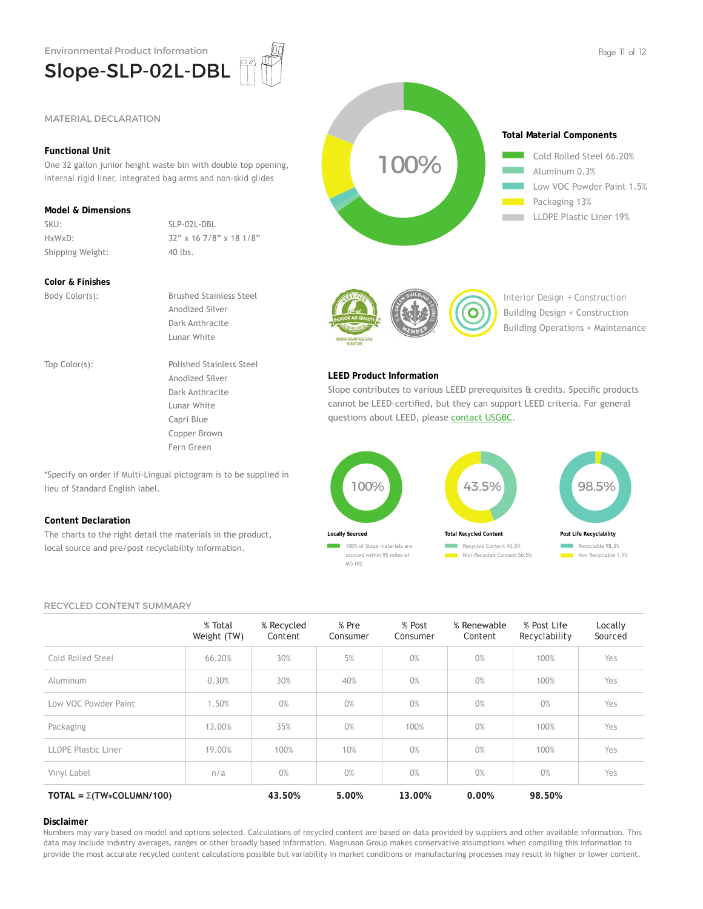Environmental Product Information

# Slope-SLP-02L-DBL

## MATERIAL DECLARATION

### Functional Unit

One 32 gallon junior height waste bin with double top opening, internal rigid liner, integrated bag arms and non-skid glides

### Model & Dimensions

| | |
|---|---|
| SKU: | SLP-02L-DBL |
| HxWxD: | 32” x 16 7/8” x 18 1/8” |
| Shipping Weight: | 40 lbs. |

### Color & Finishes

| | |
|---|---|
| Body Color(s): | Brushed Stainless Steel<br>Anodized Silver<br>Dark Anthracite<br>Lunar White |
| Top Color(s): | Polished Stainless Steel<br>Anodized Silver<br>Dark Anthracite<br>Lunar White<br>Capri Blue<br>Copper Brown<br>Fern Green |

*Specify on order if Multi-Lingual pictogram is to be supplied in lieu of Standard English label.

### Content Declaration

The charts to the right detail the materials in the product, local source and pre/post recyclability information.

100%

### Total Material Components

- Cold Rolled Steel 66.20%
- Aluminum 0.3%
- Low VOC Powder Paint 1.5%
- Packaging 13%
- LLDPE Plastic Liner 19%

Interior Design + Construction
Building Design + Construction
Building Operations + Maintenance

### LEED Product Information

Slope contributes to various LEED prerequisites & credits. Specific products cannot be LEED-certified, but they can support LEED criteria. For general questions about LEED, please contact USGBC.

**Locally Sourced** — 100%
- 100% of Slope materials are sourced within 95 miles of MG HQ

**Total Recycled Content** — 43.5%
- Recycled Content 43.5%
- Non-Recycled Content 56.5%

**Post Life Recyclability** — 98.5%
- Recyclable 98.5%
- Non Recyclable 1.5%

## RECYCLED CONTENT SUMMARY

| | % Total Weight (TW) | % Recycled Content | % Pre Consumer | % Post Consumer | % Renewable Content | % Post Life Recyclability | Locally Sourced |
|---|---|---|---|---|---|---|---|
| Cold Rolled Steel | 66.20% | 30% | 5% | 0% | 0% | 100% | Yes |
| Aluminum | 0.30% | 30% | 40% | 0% | 0% | 100% | Yes |
| Low VOC Powder Paint | 1.50% | 0% | 0% | 0% | 0% | 0% | Yes |
| Packaging | 13.00% | 35% | 0% | 100% | 0% | 100% | Yes |
| LLDPE Plastic Liner | 19.00% | 100% | 10% | 0% | 0% | 100% | Yes |
| Vinyl Label | n/a | 0% | 0% | 0% | 0% | 0% | Yes |
| **TOTAL = Σ(TW*COLUMN/100)** | | **43.50%** | **5.00%** | **13.00%** | **0.00%** | **98.50%** | |

### Disclaimer

Numbers may vary based on model and options selected. Calculations of recycled content are based on data provided by suppliers and other available information. This data may include industry averages, ranges or other broadly based information. Magnuson Group makes conservative assumptions when compiling this information to provide the most accurate recycled content calculations possible but variability in market conditions or manufacturing processes may result in higher or lower content.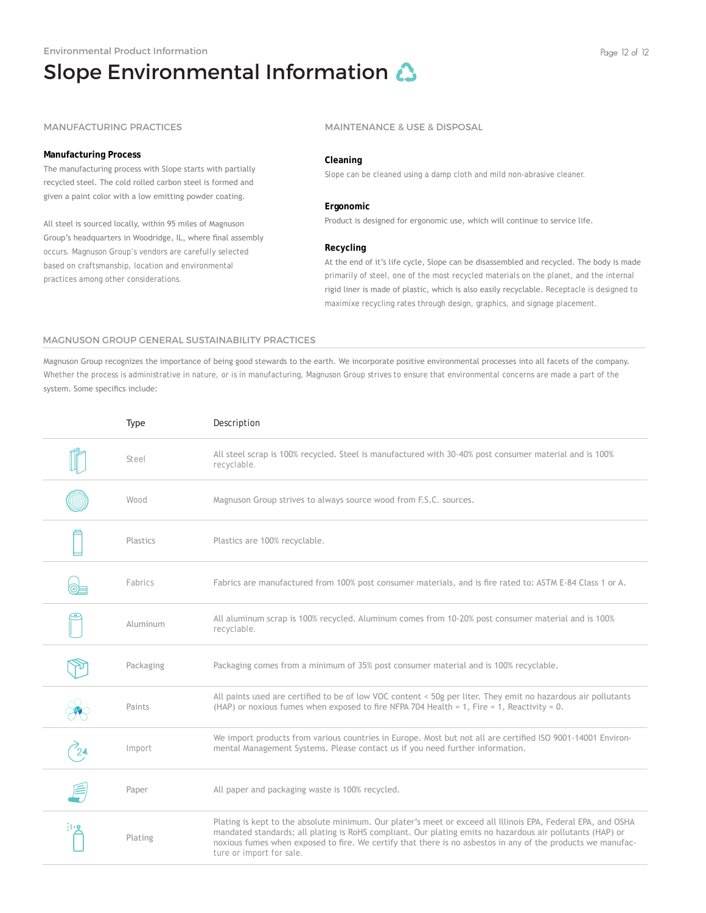Environmental Product Information

# Slope Environmental Information ♻

## MANUFACTURING PRACTICES

### Manufacturing Process

The manufacturing process with Slope starts with partially recycled steel. The cold rolled carbon steel is formed and given a paint color with a low emitting powder coating.

All steel is sourced locally, within 95 miles of Magnuson Group's headquarters in Woodridge, IL, where final assembly occurs. Magnuson Group's vendors are carefully selected based on craftsmanship, location and environmental practices among other considerations.

## MAINTENANCE & USE & DISPOSAL

### Cleaning

Slope can be cleaned using a damp cloth and mild non-abrasive cleaner.

### Ergonomic

Product is designed for ergonomic use, which will continue to service life.

### Recycling

At the end of it's life cycle, Slope can be disassembled and recycled. The body is made primarily of steel, one of the most recycled materials on the planet, and the internal rigid liner is made of plastic, which is also easily recyclable. Receptacle is designed to maximixe recycling rates through design, graphics, and signage placement.

## MAGNUSON GROUP GENERAL SUSTAINABILITY PRACTICES

Magnuson Group recognizes the importance of being good stewards to the earth. We incorporate positive environmental processes into all facets of the company. Whether the process is administrative in nature, or is in manufacturing, Magnuson Group strives to ensure that environmental concerns are made a part of the system. Some specifics include:

| Type | Description |
|---|---|
| Steel | All steel scrap is 100% recycled. Steel is manufactured with 30-40% post consumer material and is 100% recyclable. |
| Wood | Magnuson Group strives to always source wood from F.S.C. sources. |
| Plastics | Plastics are 100% recyclable. |
| Fabrics | Fabrics are manufactured from 100% post consumer materials, and is fire rated to: ASTM E-84 Class 1 or A. |
| Aluminum | All aluminum scrap is 100% recycled. Aluminum comes from 10-20% post consumer material and is 100% recyclable. |
| Packaging | Packaging comes from a minimum of 35% post consumer material and is 100% recyclable. |
| Paints | All paints used are certified to be of low VOC content < 50g per liter. They emit no hazardous air pollutants (HAP) or noxious fumes when exposed to fire NFPA 704 Health = 1, Fire = 1, Reactivity = 0. |
| Import | We import products from various countries in Europe. Most but not all are certified ISO 9001-14001 Environmental Management Systems. Please contact us if you need further information. |
| Paper | All paper and packaging waste is 100% recycled. |
| Plating | Plating is kept to the absolute minimum. Our plater's meet or exceed all Illinois EPA, Federal EPA, and OSHA mandated standards; all plating is RoHS compliant. Our plating emits no hazardous air pollutants (HAP) or noxious fumes when exposed to fire. We certify that there is no asbestos in any of the products we manufacture or import for sale. |